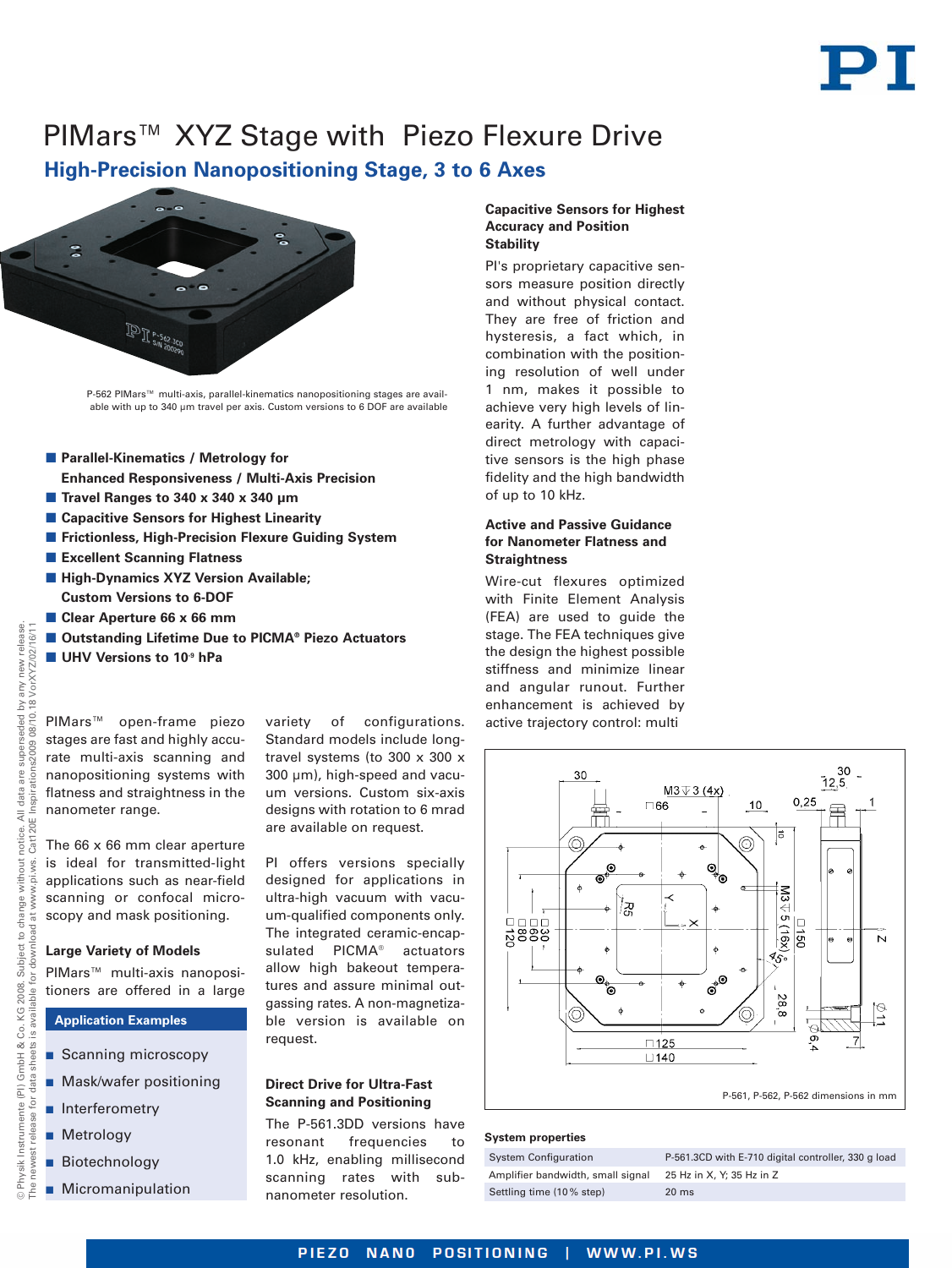# PIMars™ XYZ Stage with Piezo Flexure Drive

## High-Precision Nanopositioning Stage, 3 to 6 Axes

P-562 PIMars™ multi-axis, parallel-kinematics nanopositioning stages are available with up to 340 µm travel per axis. Custom versions to 6 DOF are available

- **Parallel-Kinematics / Metrology for Enhanced Responsiveness / Multi-Axis Precision**
- **Travel Ranges to 340 x 340 x 340 µm**
- **Capacitive Sensors for Highest Linearity**
- **Frictionless, High-Precision Flexure Guiding System**
- **Excellent Scanning Flatness**
- **High-Dynamics XYZ Version Available; Custom Versions to 6-DOF**
- **Clear Aperture 66 x 66 mm**
- **Outstanding Lifetime Due to PICMA® Piezo Actuators**
- **UHV Versions to $10^{-9}$ hPa**

PIMars™ open-frame piezo stages are fast and highly accurate multi-axis scanning and nanopositioning systems with flatness and straightness in the nanometer range.

The 66 x 66 mm clear aperture is ideal for transmitted-light applications such as near-field scanning or confocal microscopy and mask positioning.

### Large Variety of Models

PIMars™ multi-axis nanopositioners are offered in a large variety of configurations. Standard models include long-travel systems (to 300 x 300 x 300 µm), high-speed and vacuum versions. Custom six-axis designs with rotation to 6 mrad are available on request.

PI offers versions specially designed for applications in ultra-high vacuum with vacuum-qualified components only. The integrated ceramic-encapsulated PICMA® actuators allow high bakeout temperatures and assure minimal outgassing rates. A non-magnetizable version is available on request.

#### Application Examples

- Scanning microscopy
- Mask/wafer positioning
- Interferometry
- Metrology
- Biotechnology
- Micromanipulation

### Direct Drive for Ultra-Fast Scanning and Positioning

The P-561.3DD versions have resonant frequencies to 1.0 kHz, enabling millisecond scanning rates with sub-nanometer resolution.

### Capacitive Sensors for Highest Accuracy and Position Stability

PI's proprietary capacitive sensors measure position directly and without physical contact. They are free of friction and hysteresis, a fact which, in combination with the positioning resolution of well under 1 nm, makes it possible to achieve very high levels of linearity. A further advantage of direct metrology with capacitive sensors is the high phase fidelity and the high bandwidth of up to 10 kHz.

### Active and Passive Guidance for Nanometer Flatness and Straightness

Wire-cut flexures optimized with Finite Element Analysis (FEA) are used to guide the stage. The FEA techniques give the design the highest possible stiffness and minimize linear and angular runout. Further enhancement is achieved by active trajectory control: multi

P-561, P-562, P-562 dimensions in mm

#### System properties

| System Configuration | P-561.3CD with E-710 digital controller, 330 g load |
|---|---|
| Amplifier bandwidth, small signal | 25 Hz in X, Y; 35 Hz in Z |
| Settling time (10 % step) | 20 ms |

© Physik Instrumente (PI) GmbH & Co. KG 2008. Subject to change without notice. All data are superseded by any new release. The newest release for data sheets is available for download at www.pi.ws. Cat120E Inspirations2009 08/10.18 VorXYZ/02/16/11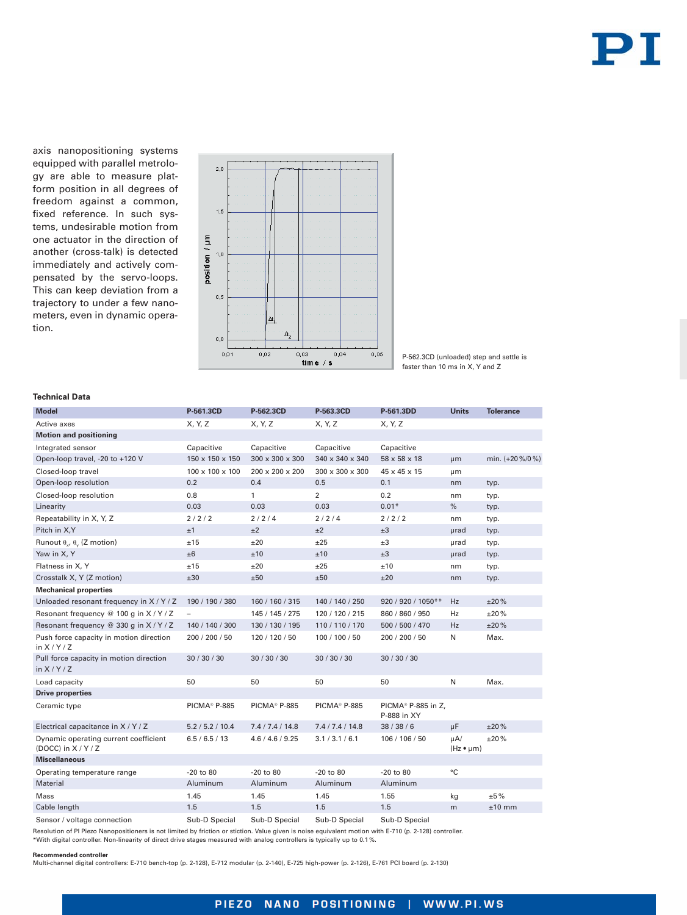axis nanopositioning systems equipped with parallel metrology are able to measure platform position in all degrees of freedom against a common, fixed reference. In such systems, undesirable motion from one actuator in the direction of another (cross-talk) is detected immediately and actively compensated by the servo-loops. This can keep deviation from a trajectory to under a few nanometers, even in dynamic operation.

2,0
1,5
1,0
0,5
0,0
position / µm
0,01 0,02 0,03 0,04 0,05
time / s
Δt
Δt2

P-562.3CD (unloaded) step and settle is faster than 10 ms in X, Y and Z

### Technical Data

| Model | P-561.3CD | P-562.3CD | P-563.3CD | P-561.3DD | Units | Tolerance |
|---|---|---|---|---|---|---|
| Active axes | X, Y, Z | X, Y, Z | X, Y, Z | X, Y, Z | | |
| **Motion and positioning** | | | | | | |
| Integrated sensor | Capacitive | Capacitive | Capacitive | Capacitive | | |
| Open-loop travel, -20 to +120 V | 150 x 150 x 150 | 300 x 300 x 300 | 340 x 340 x 340 | 58 x 58 x 18 | µm | min. (+20 %/0 %) |
| Closed-loop travel | 100 x 100 x 100 | 200 x 200 x 200 | 300 x 300 x 300 | 45 x 45 x 15 | µm | |
| Open-loop resolution | 0.2 | 0.4 | 0.5 | 0.1 | nm | typ. |
| Closed-loop resolution | 0.8 | 1 | 2 | 0.2 | nm | typ. |
| Linearity | 0.03 | 0.03 | 0.03 | 0.01* | % | typ. |
| Repeatability in X, Y, Z | 2 / 2 / 2 | 2 / 2 / 4 | 2 / 2 / 4 | 2 / 2 / 2 | nm | typ. |
| Pitch in X,Y | ±1 | ±2 | ±2 | ±3 | µrad | typ. |
| Runout $\theta_x$, $\theta_y$ (Z motion) | ±15 | ±20 | ±25 | ±3 | µrad | typ. |
| Yaw in X, Y | ±6 | ±10 | ±10 | ±3 | µrad | typ. |
| Flatness in X, Y | ±15 | ±20 | ±25 | ±10 | nm | typ. |
| Crosstalk X, Y (Z motion) | ±30 | ±50 | ±50 | ±20 | nm | typ. |
| **Mechanical properties** | | | | | | |
| Unloaded resonant frequency in X / Y / Z | 190 / 190 / 380 | 160 / 160 / 315 | 140 / 140 / 250 | 920 / 920 / 1050** | Hz | ±20 % |
| Resonant frequency @ 100 g in X / Y / Z | – | 145 / 145 / 275 | 120 / 120 / 215 | 860 / 860 / 950 | Hz | ±20 % |
| Resonant frequency @ 330 g in X / Y / Z | 140 / 140 / 300 | 130 / 130 / 195 | 110 / 110 / 170 | 500 / 500 / 470 | Hz | ±20 % |
| Push force capacity in motion direction in X / Y / Z | 200 / 200 / 50 | 120 / 120 / 50 | 100 / 100 / 50 | 200 / 200 / 50 | N | Max. |
| Pull force capacity in motion direction in X / Y / Z | 30 / 30 / 30 | 30 / 30 / 30 | 30 / 30 / 30 | 30 / 30 / 30 | | |
| Load capacity | 50 | 50 | 50 | 50 | N | Max. |
| **Drive properties** | | | | | | |
| Ceramic type | PICMA® P-885 | PICMA® P-885 | PICMA® P-885 | PICMA® P-885 in Z, P-888 in XY | | |
| Electrical capacitance in X / Y / Z | 5.2 / 5.2 / 10.4 | 7.4 / 7.4 / 14.8 | 7.4 / 7.4 / 14.8 | 38 / 38 / 6 | µF | ±20 % |
| Dynamic operating current coefficient (DOCC) in X / Y / Z | 6.5 / 6.5 / 13 | 4.6 / 4.6 / 9.25 | 3.1 / 3.1 / 6.1 | 106 / 106 / 50 | µA/(Hz • µm) | ±20 % |
| **Miscellaneous** | | | | | | |
| Operating temperature range | -20 to 80 | -20 to 80 | -20 to 80 | -20 to 80 | °C | |
| Material | Aluminum | Aluminum | Aluminum | Aluminum | | |
| Mass | 1.45 | 1.45 | 1.45 | 1.55 | kg | ±5 % |
| Cable length | 1.5 | 1.5 | 1.5 | 1.5 | m | ±10 mm |
| Sensor / voltage connection | Sub-D Special | Sub-D Special | Sub-D Special | Sub-D Special | | |

Resolution of PI Piezo Nanopositioners is not limited by friction or stiction. Value given is noise equivalent motion with E-710 (p. 2-128) controller.
*With digital controller. Non-linearity of direct drive stages measured with analog controllers is typically up to 0.1 %.

**Recommended controller**
Multi-channel digital controllers: E-710 bench-top (p. 2-128), E-712 modular (p. 2-140), E-725 high-power (p. 2-126), E-761 PCI board (p. 2-130)